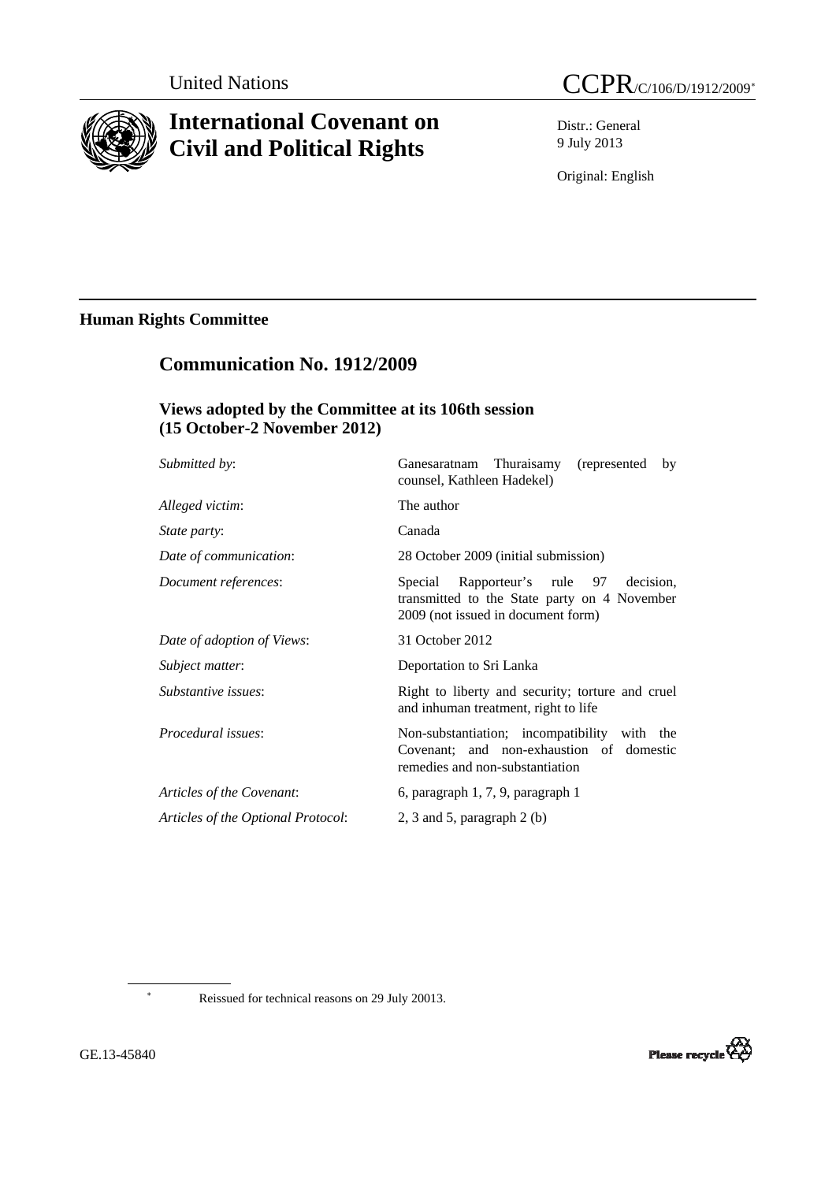United Nations CCPR/C/106/D/1912/2009*

# International Covenant on Civil and Political Rights

Distr.: General
9 July 2013

Original: English

## Human Rights Committee

## Communication No. 1912/2009

### Views adopted by the Committee at its 106th session (15 October-2 November 2012)

| | |
|---|---|
| *Submitted by*: | Ganesaratnam Thuraisamy (represented by counsel, Kathleen Hadekel) |
| *Alleged victim*: | The author |
| *State party*: | Canada |
| *Date of communication*: | 28 October 2009 (initial submission) |
| *Document references*: | Special Rapporteur's rule 97 decision, transmitted to the State party on 4 November 2009 (not issued in document form) |
| *Date of adoption of Views*: | 31 October 2012 |
| *Subject matter*: | Deportation to Sri Lanka |
| *Substantive issues*: | Right to liberty and security; torture and cruel and inhuman treatment, right to life |
| *Procedural issues*: | Non-substantiation; incompatibility with the Covenant; and non-exhaustion of domestic remedies and non-substantiation |
| *Articles of the Covenant*: | 6, paragraph 1, 7, 9, paragraph 1 |
| *Articles of the Optional Protocol*: | 2, 3 and 5, paragraph 2 (b) |

\* Reissued for technical reasons on 29 July 20013.

GE.13-45840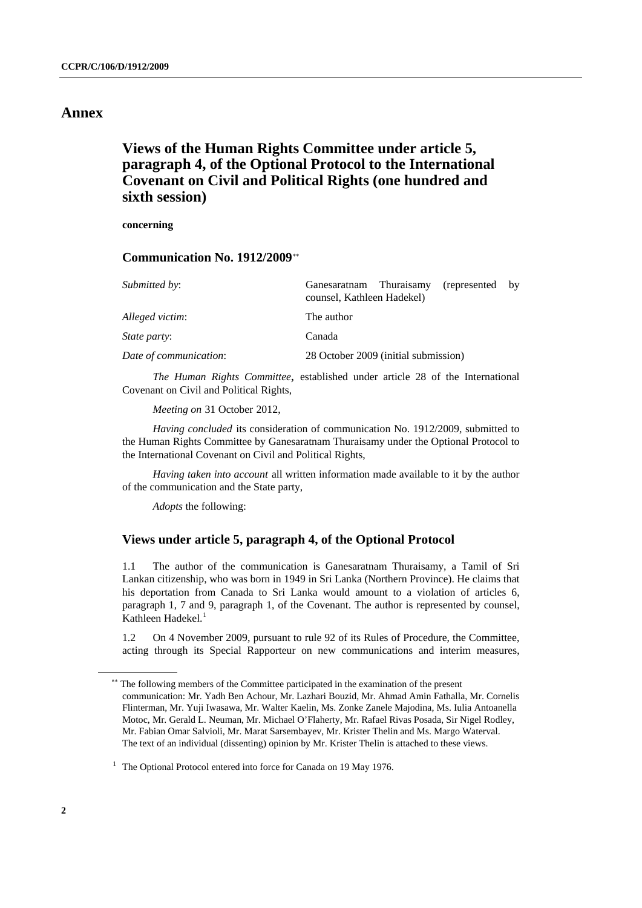## Annex

### Views of the Human Rights Committee under article 5, paragraph 4, of the Optional Protocol to the International Covenant on Civil and Political Rights (one hundred and sixth session)

**concerning**

#### Communication No. 1912/2009[**]

| | |
|---|---|
| *Submitted by*: | Ganesaratnam Thuraisamy (represented by counsel, Kathleen Hadekel) |
| *Alleged victim*: | The author |
| *State party*: | Canada |
| *Date of communication*: | 28 October 2009 (initial submission) |

*The Human Rights Committee*, established under article 28 of the International Covenant on Civil and Political Rights,

*Meeting on* 31 October 2012,

*Having concluded* its consideration of communication No. 1912/2009, submitted to the Human Rights Committee by Ganesaratnam Thuraisamy under the Optional Protocol to the International Covenant on Civil and Political Rights,

*Having taken into account* all written information made available to it by the author of the communication and the State party,

*Adopts* the following:

#### Views under article 5, paragraph 4, of the Optional Protocol

1.1 The author of the communication is Ganesaratnam Thuraisamy, a Tamil of Sri Lankan citizenship, who was born in 1949 in Sri Lanka (Northern Province). He claims that his deportation from Canada to Sri Lanka would amount to a violation of articles 6, paragraph 1, 7 and 9, paragraph 1, of the Covenant. The author is represented by counsel, Kathleen Hadekel.[1]

1.2 On 4 November 2009, pursuant to rule 92 of its Rules of Procedure, the Committee, acting through its Special Rapporteur on new communications and interim measures,

[**] The following members of the Committee participated in the examination of the present communication: Mr. Yadh Ben Achour, Mr. Lazhari Bouzid, Mr. Ahmad Amin Fathalla, Mr. Cornelis Flinterman, Mr. Yuji Iwasawa, Mr. Walter Kaelin, Ms. Zonke Zanele Majodina, Ms. Iulia Antoanella Motoc, Mr. Gerald L. Neuman, Mr. Michael O'Flaherty, Mr. Rafael Rivas Posada, Sir Nigel Rodley, Mr. Fabian Omar Salvioli, Mr. Marat Sarsembayev, Mr. Krister Thelin and Ms. Margo Waterval. The text of an individual (dissenting) opinion by Mr. Krister Thelin is attached to these views.

[1] The Optional Protocol entered into force for Canada on 19 May 1976.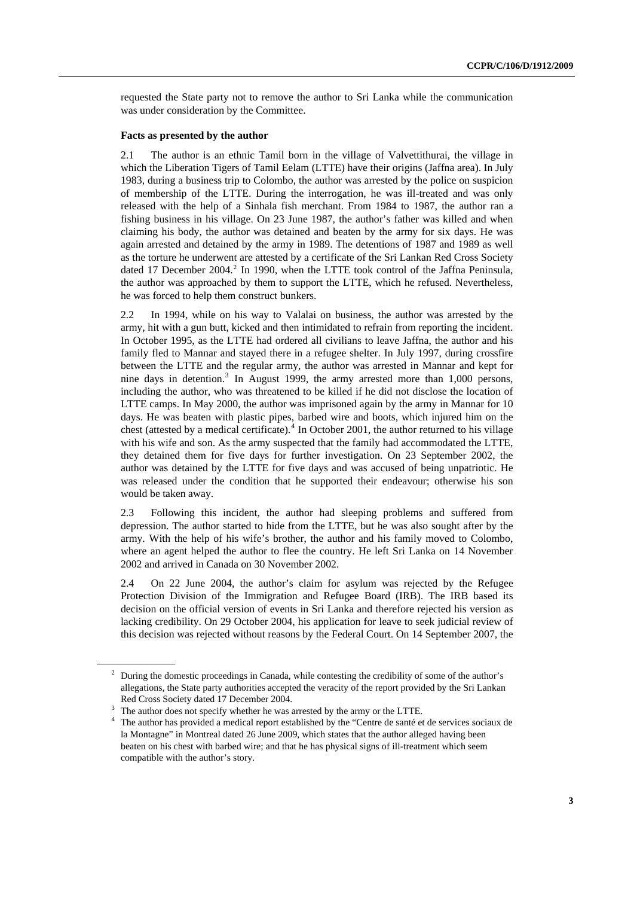requested the State party not to remove the author to Sri Lanka while the communication was under consideration by the Committee.

**Facts as presented by the author**

2.1 The author is an ethnic Tamil born in the village of Valvettithurai, the village in which the Liberation Tigers of Tamil Eelam (LTTE) have their origins (Jaffna area). In July 1983, during a business trip to Colombo, the author was arrested by the police on suspicion of membership of the LTTE. During the interrogation, he was ill-treated and was only released with the help of a Sinhala fish merchant. From 1984 to 1987, the author ran a fishing business in his village. On 23 June 1987, the author's father was killed and when claiming his body, the author was detained and beaten by the army for six days. He was again arrested and detained by the army in 1989. The detentions of 1987 and 1989 as well as the torture he underwent are attested by a certificate of the Sri Lankan Red Cross Society dated 17 December 2004.[2] In 1990, when the LTTE took control of the Jaffna Peninsula, the author was approached by them to support the LTTE, which he refused. Nevertheless, he was forced to help them construct bunkers.

2.2 In 1994, while on his way to Valalai on business, the author was arrested by the army, hit with a gun butt, kicked and then intimidated to refrain from reporting the incident. In October 1995, as the LTTE had ordered all civilians to leave Jaffna, the author and his family fled to Mannar and stayed there in a refugee shelter. In July 1997, during crossfire between the LTTE and the regular army, the author was arrested in Mannar and kept for nine days in detention.[3] In August 1999, the army arrested more than 1,000 persons, including the author, who was threatened to be killed if he did not disclose the location of LTTE camps. In May 2000, the author was imprisoned again by the army in Mannar for 10 days. He was beaten with plastic pipes, barbed wire and boots, which injured him on the chest (attested by a medical certificate).[4] In October 2001, the author returned to his village with his wife and son. As the army suspected that the family had accommodated the LTTE, they detained them for five days for further investigation. On 23 September 2002, the author was detained by the LTTE for five days and was accused of being unpatriotic. He was released under the condition that he supported their endeavour; otherwise his son would be taken away.

2.3 Following this incident, the author had sleeping problems and suffered from depression. The author started to hide from the LTTE, but he was also sought after by the army. With the help of his wife's brother, the author and his family moved to Colombo, where an agent helped the author to flee the country. He left Sri Lanka on 14 November 2002 and arrived in Canada on 30 November 2002.

2.4 On 22 June 2004, the author's claim for asylum was rejected by the Refugee Protection Division of the Immigration and Refugee Board (IRB). The IRB based its decision on the official version of events in Sri Lanka and therefore rejected his version as lacking credibility. On 29 October 2004, his application for leave to seek judicial review of this decision was rejected without reasons by the Federal Court. On 14 September 2007, the

---

[2] During the domestic proceedings in Canada, while contesting the credibility of some of the author's allegations, the State party authorities accepted the veracity of the report provided by the Sri Lankan Red Cross Society dated 17 December 2004.

[3] The author does not specify whether he was arrested by the army or the LTTE.

[4] The author has provided a medical report established by the "Centre de santé et de services sociaux de la Montagne" in Montreal dated 26 June 2009, which states that the author alleged having been beaten on his chest with barbed wire; and that he has physical signs of ill-treatment which seem compatible with the author's story.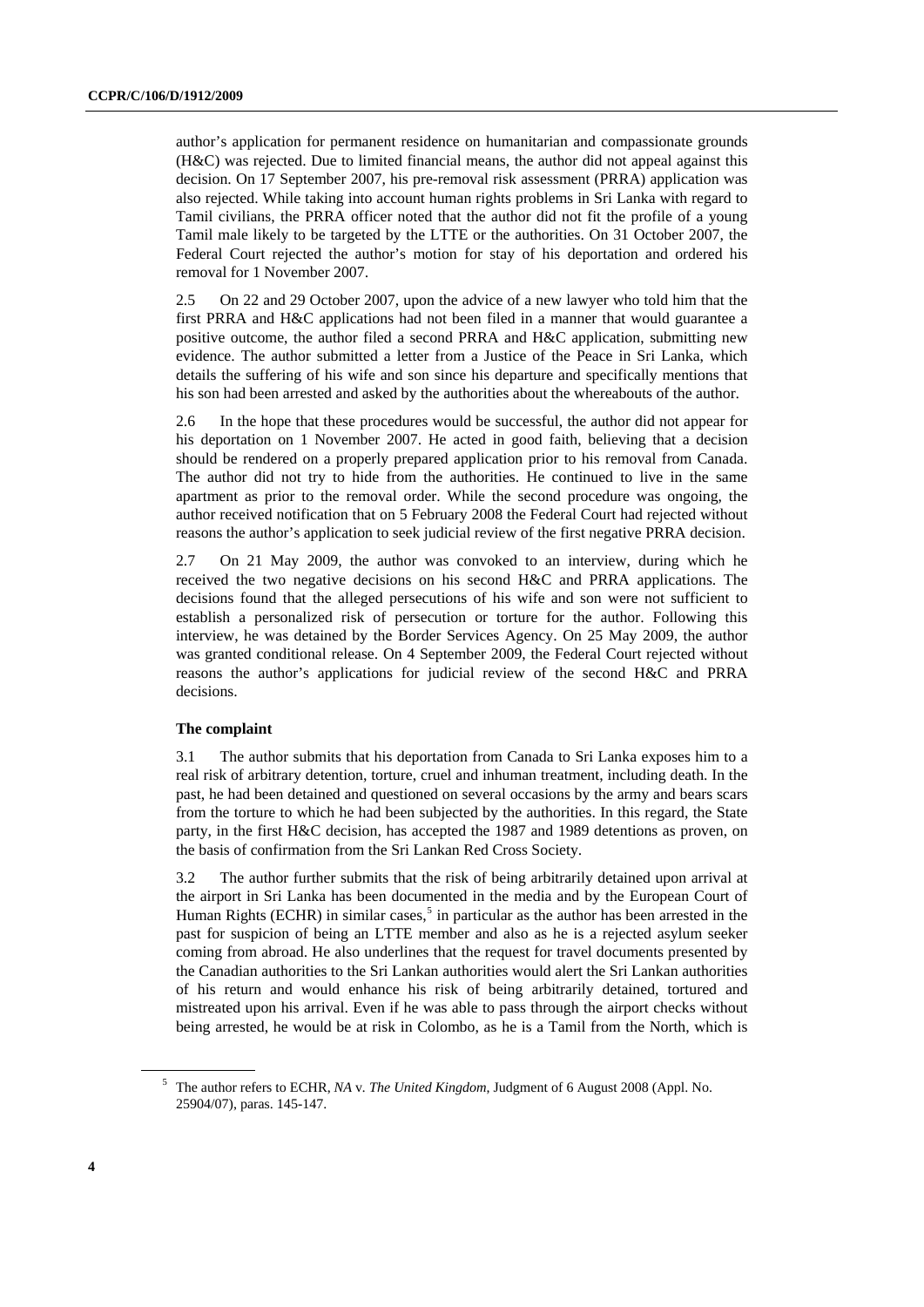author's application for permanent residence on humanitarian and compassionate grounds (H&C) was rejected. Due to limited financial means, the author did not appeal against this decision. On 17 September 2007, his pre-removal risk assessment (PRRA) application was also rejected. While taking into account human rights problems in Sri Lanka with regard to Tamil civilians, the PRRA officer noted that the author did not fit the profile of a young Tamil male likely to be targeted by the LTTE or the authorities. On 31 October 2007, the Federal Court rejected the author's motion for stay of his deportation and ordered his removal for 1 November 2007.

2.5 On 22 and 29 October 2007, upon the advice of a new lawyer who told him that the first PRRA and H&C applications had not been filed in a manner that would guarantee a positive outcome, the author filed a second PRRA and H&C application, submitting new evidence. The author submitted a letter from a Justice of the Peace in Sri Lanka, which details the suffering of his wife and son since his departure and specifically mentions that his son had been arrested and asked by the authorities about the whereabouts of the author.

2.6 In the hope that these procedures would be successful, the author did not appear for his deportation on 1 November 2007. He acted in good faith, believing that a decision should be rendered on a properly prepared application prior to his removal from Canada. The author did not try to hide from the authorities. He continued to live in the same apartment as prior to the removal order. While the second procedure was ongoing, the author received notification that on 5 February 2008 the Federal Court had rejected without reasons the author's application to seek judicial review of the first negative PRRA decision.

2.7 On 21 May 2009, the author was convoked to an interview, during which he received the two negative decisions on his second H&C and PRRA applications. The decisions found that the alleged persecutions of his wife and son were not sufficient to establish a personalized risk of persecution or torture for the author. Following this interview, he was detained by the Border Services Agency. On 25 May 2009, the author was granted conditional release. On 4 September 2009, the Federal Court rejected without reasons the author's applications for judicial review of the second H&C and PRRA decisions.

### The complaint

3.1 The author submits that his deportation from Canada to Sri Lanka exposes him to a real risk of arbitrary detention, torture, cruel and inhuman treatment, including death. In the past, he had been detained and questioned on several occasions by the army and bears scars from the torture to which he had been subjected by the authorities. In this regard, the State party, in the first H&C decision, has accepted the 1987 and 1989 detentions as proven, on the basis of confirmation from the Sri Lankan Red Cross Society.

3.2 The author further submits that the risk of being arbitrarily detained upon arrival at the airport in Sri Lanka has been documented in the media and by the European Court of Human Rights (ECHR) in similar cases,[5] in particular as the author has been arrested in the past for suspicion of being an LTTE member and also as he is a rejected asylum seeker coming from abroad. He also underlines that the request for travel documents presented by the Canadian authorities to the Sri Lankan authorities would alert the Sri Lankan authorities of his return and would enhance his risk of being arbitrarily detained, tortured and mistreated upon his arrival. Even if he was able to pass through the airport checks without being arrested, he would be at risk in Colombo, as he is a Tamil from the North, which is

---

[5] The author refers to ECHR, *NA* v. *The United Kingdom*, Judgment of 6 August 2008 (Appl. No. 25904/07), paras. 145-147.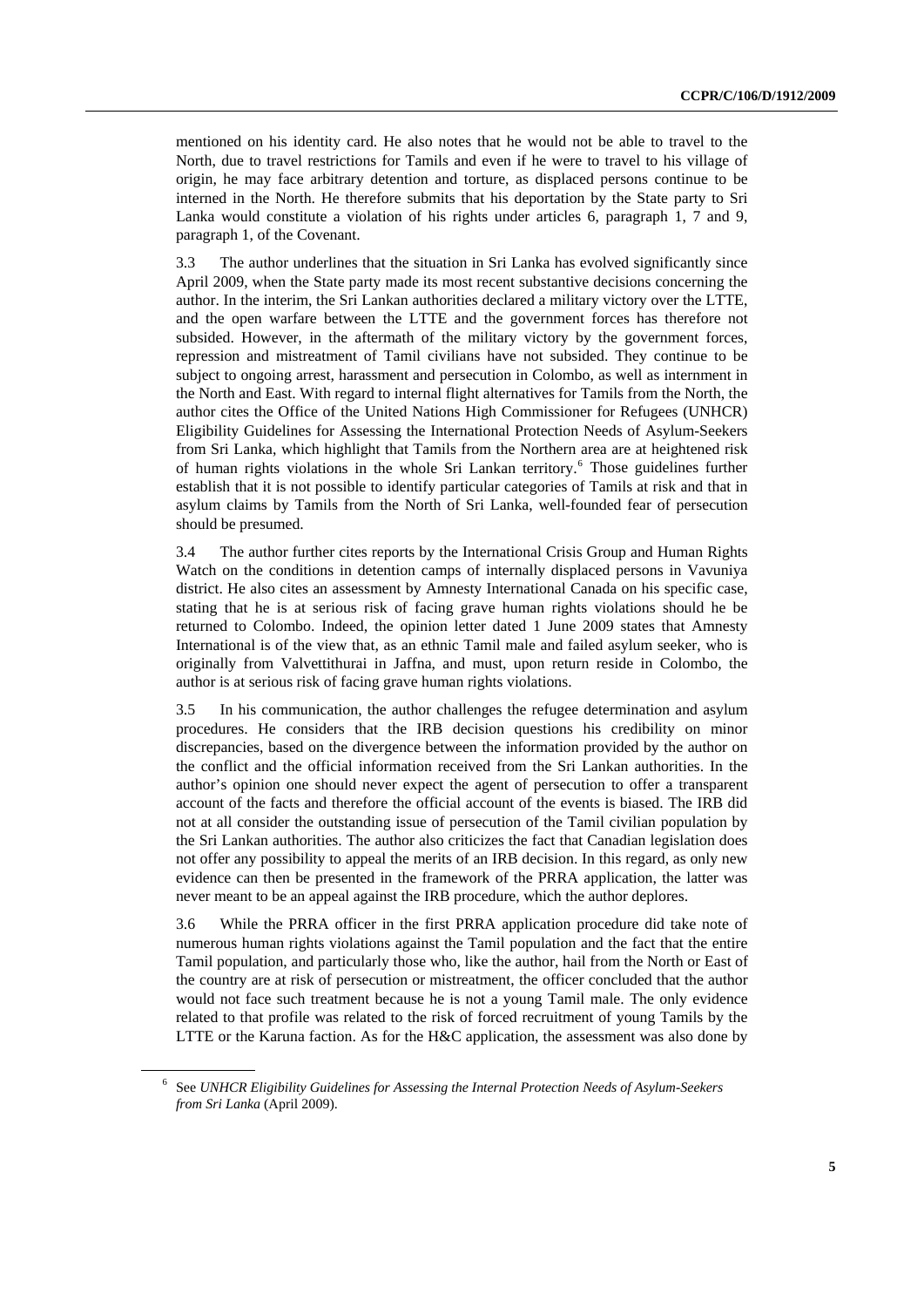mentioned on his identity card. He also notes that he would not be able to travel to the North, due to travel restrictions for Tamils and even if he were to travel to his village of origin, he may face arbitrary detention and torture, as displaced persons continue to be interned in the North. He therefore submits that his deportation by the State party to Sri Lanka would constitute a violation of his rights under articles 6, paragraph 1, 7 and 9, paragraph 1, of the Covenant.

3.3 The author underlines that the situation in Sri Lanka has evolved significantly since April 2009, when the State party made its most recent substantive decisions concerning the author. In the interim, the Sri Lankan authorities declared a military victory over the LTTE, and the open warfare between the LTTE and the government forces has therefore not subsided. However, in the aftermath of the military victory by the government forces, repression and mistreatment of Tamil civilians have not subsided. They continue to be subject to ongoing arrest, harassment and persecution in Colombo, as well as internment in the North and East. With regard to internal flight alternatives for Tamils from the North, the author cites the Office of the United Nations High Commissioner for Refugees (UNHCR) Eligibility Guidelines for Assessing the International Protection Needs of Asylum-Seekers from Sri Lanka, which highlight that Tamils from the Northern area are at heightened risk of human rights violations in the whole Sri Lankan territory.[6] Those guidelines further establish that it is not possible to identify particular categories of Tamils at risk and that in asylum claims by Tamils from the North of Sri Lanka, well-founded fear of persecution should be presumed.

3.4 The author further cites reports by the International Crisis Group and Human Rights Watch on the conditions in detention camps of internally displaced persons in Vavuniya district. He also cites an assessment by Amnesty International Canada on his specific case, stating that he is at serious risk of facing grave human rights violations should he be returned to Colombo. Indeed, the opinion letter dated 1 June 2009 states that Amnesty International is of the view that, as an ethnic Tamil male and failed asylum seeker, who is originally from Valvettithurai in Jaffna, and must, upon return reside in Colombo, the author is at serious risk of facing grave human rights violations.

3.5 In his communication, the author challenges the refugee determination and asylum procedures. He considers that the IRB decision questions his credibility on minor discrepancies, based on the divergence between the information provided by the author on the conflict and the official information received from the Sri Lankan authorities. In the author's opinion one should never expect the agent of persecution to offer a transparent account of the facts and therefore the official account of the events is biased. The IRB did not at all consider the outstanding issue of persecution of the Tamil civilian population by the Sri Lankan authorities. The author also criticizes the fact that Canadian legislation does not offer any possibility to appeal the merits of an IRB decision. In this regard, as only new evidence can then be presented in the framework of the PRRA application, the latter was never meant to be an appeal against the IRB procedure, which the author deplores.

3.6 While the PRRA officer in the first PRRA application procedure did take note of numerous human rights violations against the Tamil population and the fact that the entire Tamil population, and particularly those who, like the author, hail from the North or East of the country are at risk of persecution or mistreatment, the officer concluded that the author would not face such treatment because he is not a young Tamil male. The only evidence related to that profile was related to the risk of forced recruitment of young Tamils by the LTTE or the Karuna faction. As for the H&C application, the assessment was also done by

[6] See *UNHCR Eligibility Guidelines for Assessing the Internal Protection Needs of Asylum-Seekers from Sri Lanka* (April 2009).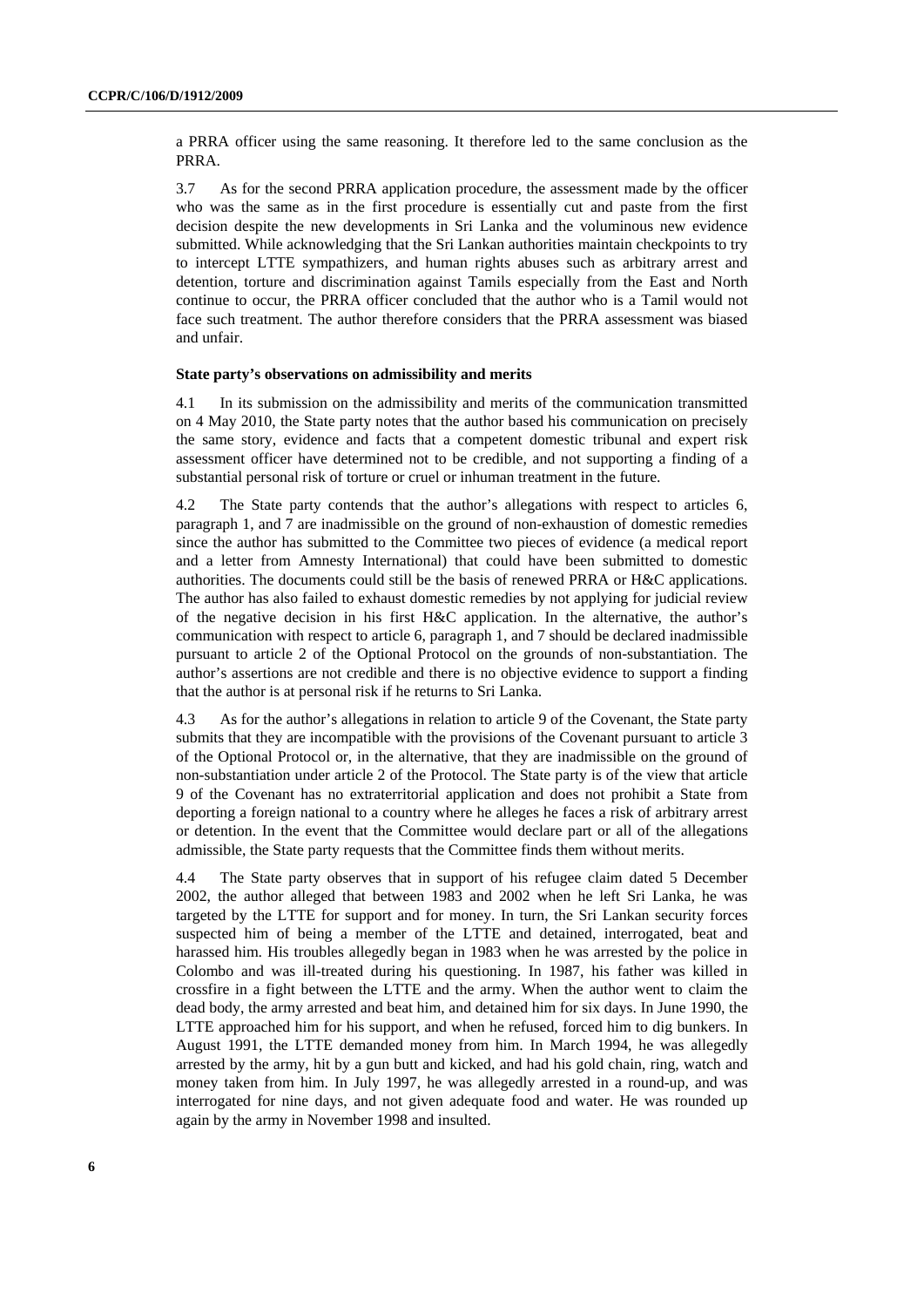a PRRA officer using the same reasoning. It therefore led to the same conclusion as the PRRA.

3.7 As for the second PRRA application procedure, the assessment made by the officer who was the same as in the first procedure is essentially cut and paste from the first decision despite the new developments in Sri Lanka and the voluminous new evidence submitted. While acknowledging that the Sri Lankan authorities maintain checkpoints to try to intercept LTTE sympathizers, and human rights abuses such as arbitrary arrest and detention, torture and discrimination against Tamils especially from the East and North continue to occur, the PRRA officer concluded that the author who is a Tamil would not face such treatment. The author therefore considers that the PRRA assessment was biased and unfair.

### State party's observations on admissibility and merits

4.1 In its submission on the admissibility and merits of the communication transmitted on 4 May 2010, the State party notes that the author based his communication on precisely the same story, evidence and facts that a competent domestic tribunal and expert risk assessment officer have determined not to be credible, and not supporting a finding of a substantial personal risk of torture or cruel or inhuman treatment in the future.

4.2 The State party contends that the author's allegations with respect to articles 6, paragraph 1, and 7 are inadmissible on the ground of non-exhaustion of domestic remedies since the author has submitted to the Committee two pieces of evidence (a medical report and a letter from Amnesty International) that could have been submitted to domestic authorities. The documents could still be the basis of renewed PRRA or H&C applications. The author has also failed to exhaust domestic remedies by not applying for judicial review of the negative decision in his first H&C application. In the alternative, the author's communication with respect to article 6, paragraph 1, and 7 should be declared inadmissible pursuant to article 2 of the Optional Protocol on the grounds of non-substantiation. The author's assertions are not credible and there is no objective evidence to support a finding that the author is at personal risk if he returns to Sri Lanka.

4.3 As for the author's allegations in relation to article 9 of the Covenant, the State party submits that they are incompatible with the provisions of the Covenant pursuant to article 3 of the Optional Protocol or, in the alternative, that they are inadmissible on the ground of non-substantiation under article 2 of the Protocol. The State party is of the view that article 9 of the Covenant has no extraterritorial application and does not prohibit a State from deporting a foreign national to a country where he alleges he faces a risk of arbitrary arrest or detention. In the event that the Committee would declare part or all of the allegations admissible, the State party requests that the Committee finds them without merits.

4.4 The State party observes that in support of his refugee claim dated 5 December 2002, the author alleged that between 1983 and 2002 when he left Sri Lanka, he was targeted by the LTTE for support and for money. In turn, the Sri Lankan security forces suspected him of being a member of the LTTE and detained, interrogated, beat and harassed him. His troubles allegedly began in 1983 when he was arrested by the police in Colombo and was ill-treated during his questioning. In 1987, his father was killed in crossfire in a fight between the LTTE and the army. When the author went to claim the dead body, the army arrested and beat him, and detained him for six days. In June 1990, the LTTE approached him for his support, and when he refused, forced him to dig bunkers. In August 1991, the LTTE demanded money from him. In March 1994, he was allegedly arrested by the army, hit by a gun butt and kicked, and had his gold chain, ring, watch and money taken from him. In July 1997, he was allegedly arrested in a round-up, and was interrogated for nine days, and not given adequate food and water. He was rounded up again by the army in November 1998 and insulted.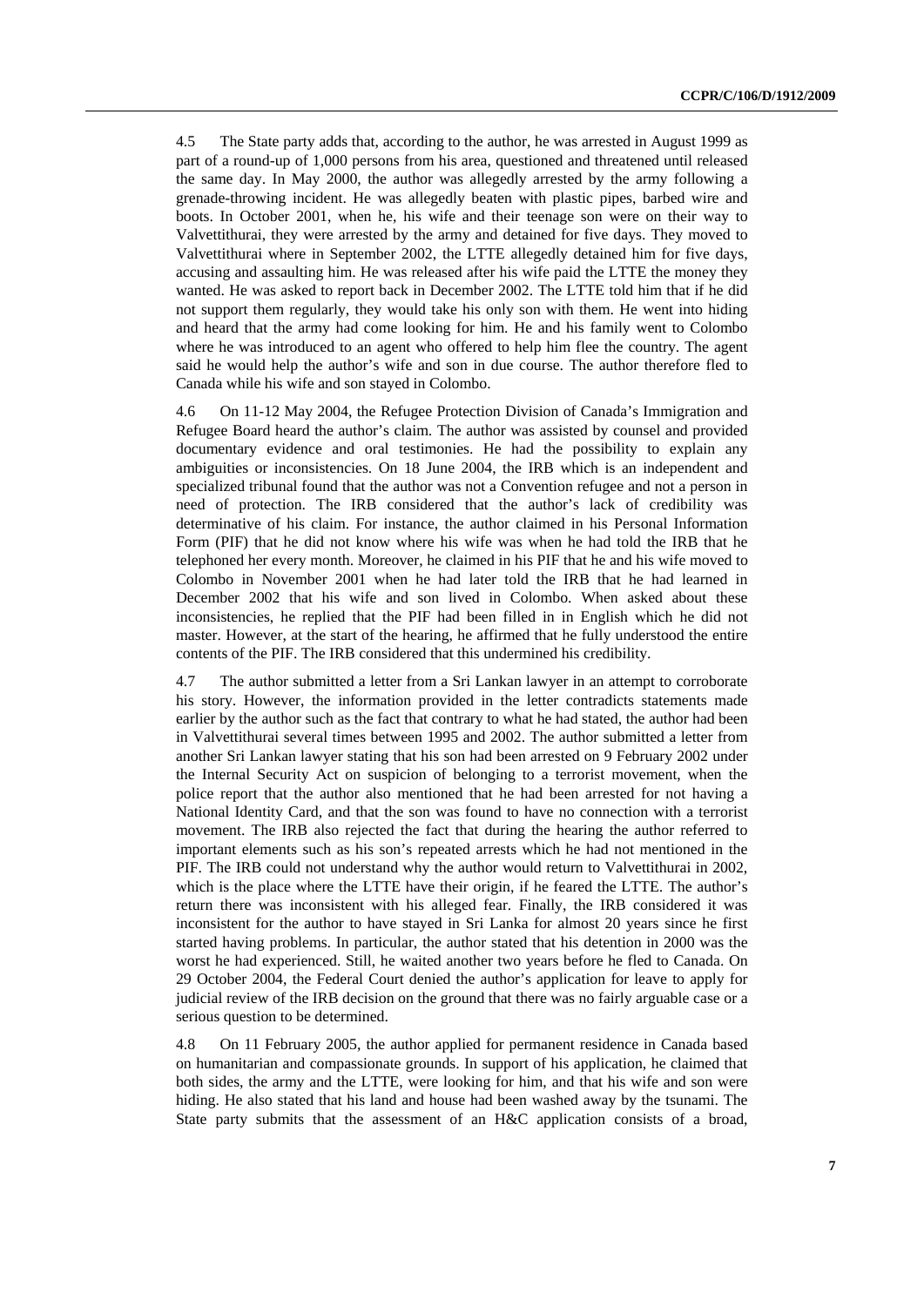4.5 The State party adds that, according to the author, he was arrested in August 1999 as part of a round-up of 1,000 persons from his area, questioned and threatened until released the same day. In May 2000, the author was allegedly arrested by the army following a grenade-throwing incident. He was allegedly beaten with plastic pipes, barbed wire and boots. In October 2001, when he, his wife and their teenage son were on their way to Valvettithurai, they were arrested by the army and detained for five days. They moved to Valvettithurai where in September 2002, the LTTE allegedly detained him for five days, accusing and assaulting him. He was released after his wife paid the LTTE the money they wanted. He was asked to report back in December 2002. The LTTE told him that if he did not support them regularly, they would take his only son with them. He went into hiding and heard that the army had come looking for him. He and his family went to Colombo where he was introduced to an agent who offered to help him flee the country. The agent said he would help the author's wife and son in due course. The author therefore fled to Canada while his wife and son stayed in Colombo.

4.6 On 11-12 May 2004, the Refugee Protection Division of Canada's Immigration and Refugee Board heard the author's claim. The author was assisted by counsel and provided documentary evidence and oral testimonies. He had the possibility to explain any ambiguities or inconsistencies. On 18 June 2004, the IRB which is an independent and specialized tribunal found that the author was not a Convention refugee and not a person in need of protection. The IRB considered that the author's lack of credibility was determinative of his claim. For instance, the author claimed in his Personal Information Form (PIF) that he did not know where his wife was when he had told the IRB that he telephoned her every month. Moreover, he claimed in his PIF that he and his wife moved to Colombo in November 2001 when he had later told the IRB that he had learned in December 2002 that his wife and son lived in Colombo. When asked about these inconsistencies, he replied that the PIF had been filled in in English which he did not master. However, at the start of the hearing, he affirmed that he fully understood the entire contents of the PIF. The IRB considered that this undermined his credibility.

4.7 The author submitted a letter from a Sri Lankan lawyer in an attempt to corroborate his story. However, the information provided in the letter contradicts statements made earlier by the author such as the fact that contrary to what he had stated, the author had been in Valvettithurai several times between 1995 and 2002. The author submitted a letter from another Sri Lankan lawyer stating that his son had been arrested on 9 February 2002 under the Internal Security Act on suspicion of belonging to a terrorist movement, when the police report that the author also mentioned that he had been arrested for not having a National Identity Card, and that the son was found to have no connection with a terrorist movement. The IRB also rejected the fact that during the hearing the author referred to important elements such as his son's repeated arrests which he had not mentioned in the PIF. The IRB could not understand why the author would return to Valvettithurai in 2002, which is the place where the LTTE have their origin, if he feared the LTTE. The author's return there was inconsistent with his alleged fear. Finally, the IRB considered it was inconsistent for the author to have stayed in Sri Lanka for almost 20 years since he first started having problems. In particular, the author stated that his detention in 2000 was the worst he had experienced. Still, he waited another two years before he fled to Canada. On 29 October 2004, the Federal Court denied the author's application for leave to apply for judicial review of the IRB decision on the ground that there was no fairly arguable case or a serious question to be determined.

4.8 On 11 February 2005, the author applied for permanent residence in Canada based on humanitarian and compassionate grounds. In support of his application, he claimed that both sides, the army and the LTTE, were looking for him, and that his wife and son were hiding. He also stated that his land and house had been washed away by the tsunami. The State party submits that the assessment of an H&C application consists of a broad,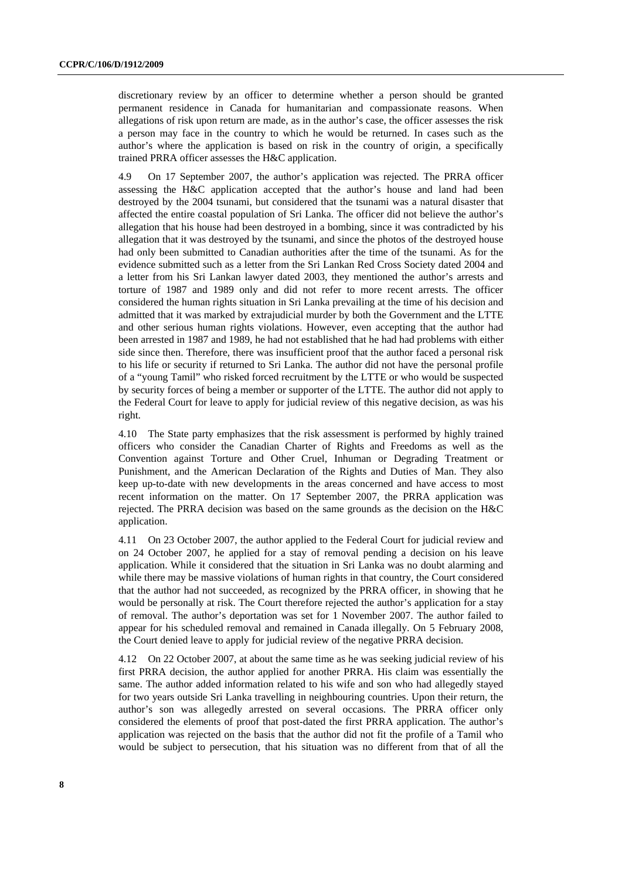discretionary review by an officer to determine whether a person should be granted permanent residence in Canada for humanitarian and compassionate reasons. When allegations of risk upon return are made, as in the author's case, the officer assesses the risk a person may face in the country to which he would be returned. In cases such as the author's where the application is based on risk in the country of origin, a specifically trained PRRA officer assesses the H&C application.

4.9 On 17 September 2007, the author's application was rejected. The PRRA officer assessing the H&C application accepted that the author's house and land had been destroyed by the 2004 tsunami, but considered that the tsunami was a natural disaster that affected the entire coastal population of Sri Lanka. The officer did not believe the author's allegation that his house had been destroyed in a bombing, since it was contradicted by his allegation that it was destroyed by the tsunami, and since the photos of the destroyed house had only been submitted to Canadian authorities after the time of the tsunami. As for the evidence submitted such as a letter from the Sri Lankan Red Cross Society dated 2004 and a letter from his Sri Lankan lawyer dated 2003, they mentioned the author's arrests and torture of 1987 and 1989 only and did not refer to more recent arrests. The officer considered the human rights situation in Sri Lanka prevailing at the time of his decision and admitted that it was marked by extrajudicial murder by both the Government and the LTTE and other serious human rights violations. However, even accepting that the author had been arrested in 1987 and 1989, he had not established that he had had problems with either side since then. Therefore, there was insufficient proof that the author faced a personal risk to his life or security if returned to Sri Lanka. The author did not have the personal profile of a "young Tamil" who risked forced recruitment by the LTTE or who would be suspected by security forces of being a member or supporter of the LTTE. The author did not apply to the Federal Court for leave to apply for judicial review of this negative decision, as was his right.

4.10 The State party emphasizes that the risk assessment is performed by highly trained officers who consider the Canadian Charter of Rights and Freedoms as well as the Convention against Torture and Other Cruel, Inhuman or Degrading Treatment or Punishment, and the American Declaration of the Rights and Duties of Man. They also keep up-to-date with new developments in the areas concerned and have access to most recent information on the matter. On 17 September 2007, the PRRA application was rejected. The PRRA decision was based on the same grounds as the decision on the H&C application.

4.11 On 23 October 2007, the author applied to the Federal Court for judicial review and on 24 October 2007, he applied for a stay of removal pending a decision on his leave application. While it considered that the situation in Sri Lanka was no doubt alarming and while there may be massive violations of human rights in that country, the Court considered that the author had not succeeded, as recognized by the PRRA officer, in showing that he would be personally at risk. The Court therefore rejected the author's application for a stay of removal. The author's deportation was set for 1 November 2007. The author failed to appear for his scheduled removal and remained in Canada illegally. On 5 February 2008, the Court denied leave to apply for judicial review of the negative PRRA decision.

4.12 On 22 October 2007, at about the same time as he was seeking judicial review of his first PRRA decision, the author applied for another PRRA. His claim was essentially the same. The author added information related to his wife and son who had allegedly stayed for two years outside Sri Lanka travelling in neighbouring countries. Upon their return, the author's son was allegedly arrested on several occasions. The PRRA officer only considered the elements of proof that post-dated the first PRRA application. The author's application was rejected on the basis that the author did not fit the profile of a Tamil who would be subject to persecution, that his situation was no different from that of all the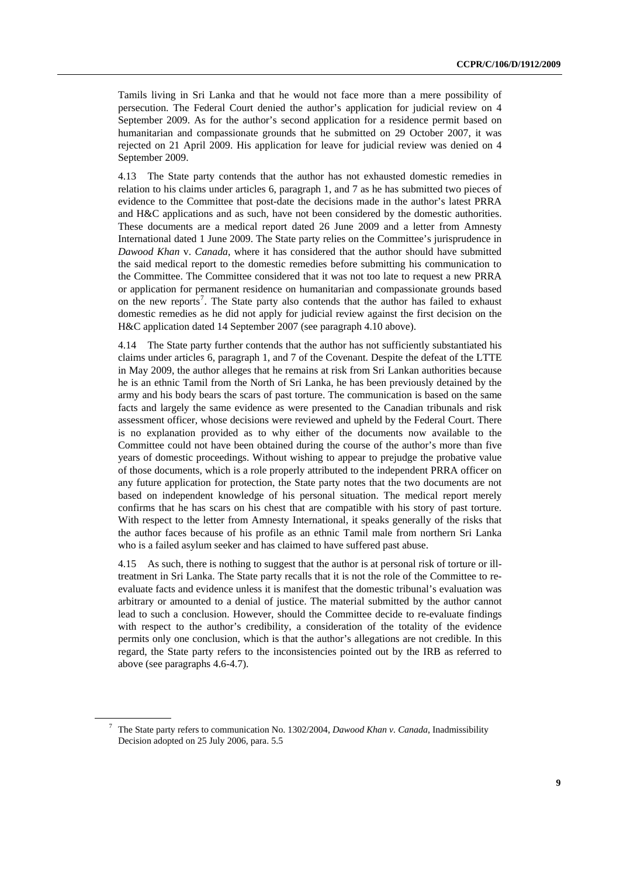Tamils living in Sri Lanka and that he would not face more than a mere possibility of persecution. The Federal Court denied the author's application for judicial review on 4 September 2009. As for the author's second application for a residence permit based on humanitarian and compassionate grounds that he submitted on 29 October 2007, it was rejected on 21 April 2009. His application for leave for judicial review was denied on 4 September 2009.

4.13 The State party contends that the author has not exhausted domestic remedies in relation to his claims under articles 6, paragraph 1, and 7 as he has submitted two pieces of evidence to the Committee that post-date the decisions made in the author's latest PRRA and H&C applications and as such, have not been considered by the domestic authorities. These documents are a medical report dated 26 June 2009 and a letter from Amnesty International dated 1 June 2009. The State party relies on the Committee's jurisprudence in *Dawood Khan* v. *Canada*, where it has considered that the author should have submitted the said medical report to the domestic remedies before submitting his communication to the Committee. The Committee considered that it was not too late to request a new PRRA or application for permanent residence on humanitarian and compassionate grounds based on the new reports[7]. The State party also contends that the author has failed to exhaust domestic remedies as he did not apply for judicial review against the first decision on the H&C application dated 14 September 2007 (see paragraph 4.10 above).

4.14 The State party further contends that the author has not sufficiently substantiated his claims under articles 6, paragraph 1, and 7 of the Covenant. Despite the defeat of the LTTE in May 2009, the author alleges that he remains at risk from Sri Lankan authorities because he is an ethnic Tamil from the North of Sri Lanka, he has been previously detained by the army and his body bears the scars of past torture. The communication is based on the same facts and largely the same evidence as were presented to the Canadian tribunals and risk assessment officer, whose decisions were reviewed and upheld by the Federal Court. There is no explanation provided as to why either of the documents now available to the Committee could not have been obtained during the course of the author's more than five years of domestic proceedings. Without wishing to appear to prejudge the probative value of those documents, which is a role properly attributed to the independent PRRA officer on any future application for protection, the State party notes that the two documents are not based on independent knowledge of his personal situation. The medical report merely confirms that he has scars on his chest that are compatible with his story of past torture. With respect to the letter from Amnesty International, it speaks generally of the risks that the author faces because of his profile as an ethnic Tamil male from northern Sri Lanka who is a failed asylum seeker and has claimed to have suffered past abuse.

4.15 As such, there is nothing to suggest that the author is at personal risk of torture or ill-treatment in Sri Lanka. The State party recalls that it is not the role of the Committee to re-evaluate facts and evidence unless it is manifest that the domestic tribunal's evaluation was arbitrary or amounted to a denial of justice. The material submitted by the author cannot lead to such a conclusion. However, should the Committee decide to re-evaluate findings with respect to the author's credibility, a consideration of the totality of the evidence permits only one conclusion, which is that the author's allegations are not credible. In this regard, the State party refers to the inconsistencies pointed out by the IRB as referred to above (see paragraphs 4.6-4.7).

---

[7] The State party refers to communication No. 1302/2004, *Dawood Khan v. Canada*, Inadmissibility Decision adopted on 25 July 2006, para. 5.5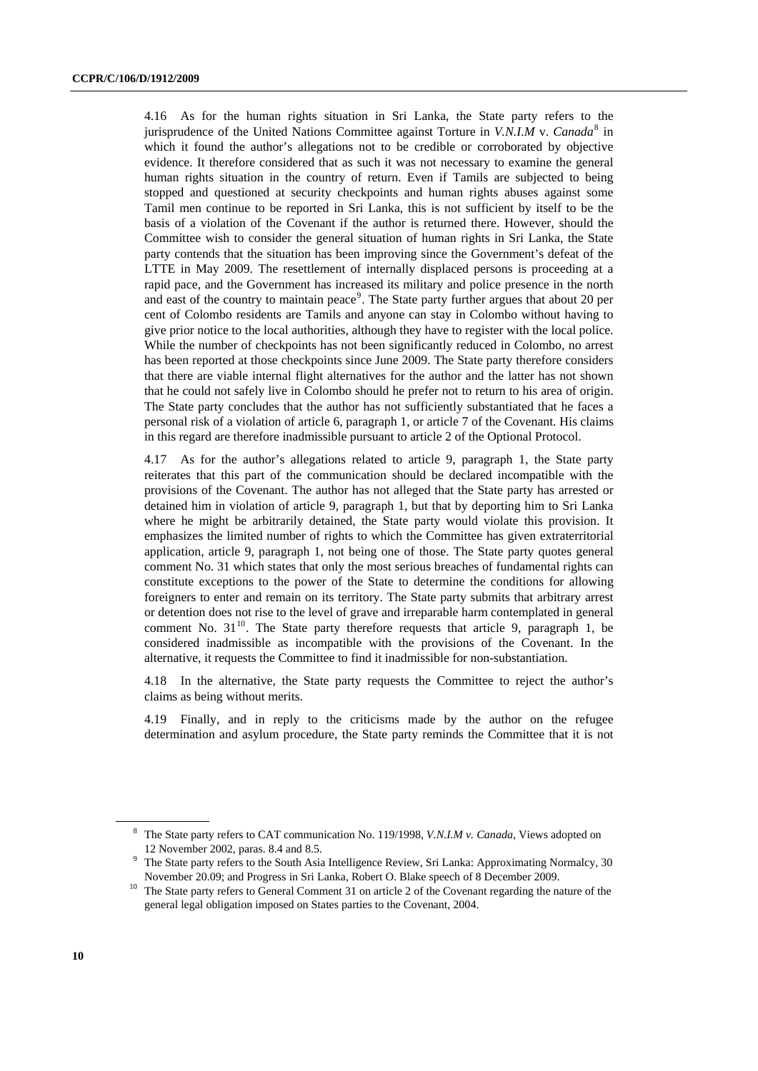4.16 As for the human rights situation in Sri Lanka, the State party refers to the jurisprudence of the United Nations Committee against Torture in *V.N.I.M* v. *Canada*[8] in which it found the author's allegations not to be credible or corroborated by objective evidence. It therefore considered that as such it was not necessary to examine the general human rights situation in the country of return. Even if Tamils are subjected to being stopped and questioned at security checkpoints and human rights abuses against some Tamil men continue to be reported in Sri Lanka, this is not sufficient by itself to be the basis of a violation of the Covenant if the author is returned there. However, should the Committee wish to consider the general situation of human rights in Sri Lanka, the State party contends that the situation has been improving since the Government's defeat of the LTTE in May 2009. The resettlement of internally displaced persons is proceeding at a rapid pace, and the Government has increased its military and police presence in the north and east of the country to maintain peace[9]. The State party further argues that about 20 per cent of Colombo residents are Tamils and anyone can stay in Colombo without having to give prior notice to the local authorities, although they have to register with the local police. While the number of checkpoints has not been significantly reduced in Colombo, no arrest has been reported at those checkpoints since June 2009. The State party therefore considers that there are viable internal flight alternatives for the author and the latter has not shown that he could not safely live in Colombo should he prefer not to return to his area of origin. The State party concludes that the author has not sufficiently substantiated that he faces a personal risk of a violation of article 6, paragraph 1, or article 7 of the Covenant. His claims in this regard are therefore inadmissible pursuant to article 2 of the Optional Protocol.

4.17 As for the author's allegations related to article 9, paragraph 1, the State party reiterates that this part of the communication should be declared incompatible with the provisions of the Covenant. The author has not alleged that the State party has arrested or detained him in violation of article 9, paragraph 1, but that by deporting him to Sri Lanka where he might be arbitrarily detained, the State party would violate this provision. It emphasizes the limited number of rights to which the Committee has given extraterritorial application, article 9, paragraph 1, not being one of those. The State party quotes general comment No. 31 which states that only the most serious breaches of fundamental rights can constitute exceptions to the power of the State to determine the conditions for allowing foreigners to enter and remain on its territory. The State party submits that arbitrary arrest or detention does not rise to the level of grave and irreparable harm contemplated in general comment No. 31[10]. The State party therefore requests that article 9, paragraph 1, be considered inadmissible as incompatible with the provisions of the Covenant. In the alternative, it requests the Committee to find it inadmissible for non-substantiation.

4.18 In the alternative, the State party requests the Committee to reject the author's claims as being without merits.

4.19 Finally, and in reply to the criticisms made by the author on the refugee determination and asylum procedure, the State party reminds the Committee that it is not

---

[8] The State party refers to CAT communication No. 119/1998, *V.N.I.M v. Canada*, Views adopted on 12 November 2002, paras. 8.4 and 8.5.

[9] The State party refers to the South Asia Intelligence Review, Sri Lanka: Approximating Normalcy, 30 November 20.09; and Progress in Sri Lanka, Robert O. Blake speech of 8 December 2009.

[10] The State party refers to General Comment 31 on article 2 of the Covenant regarding the nature of the general legal obligation imposed on States parties to the Covenant, 2004.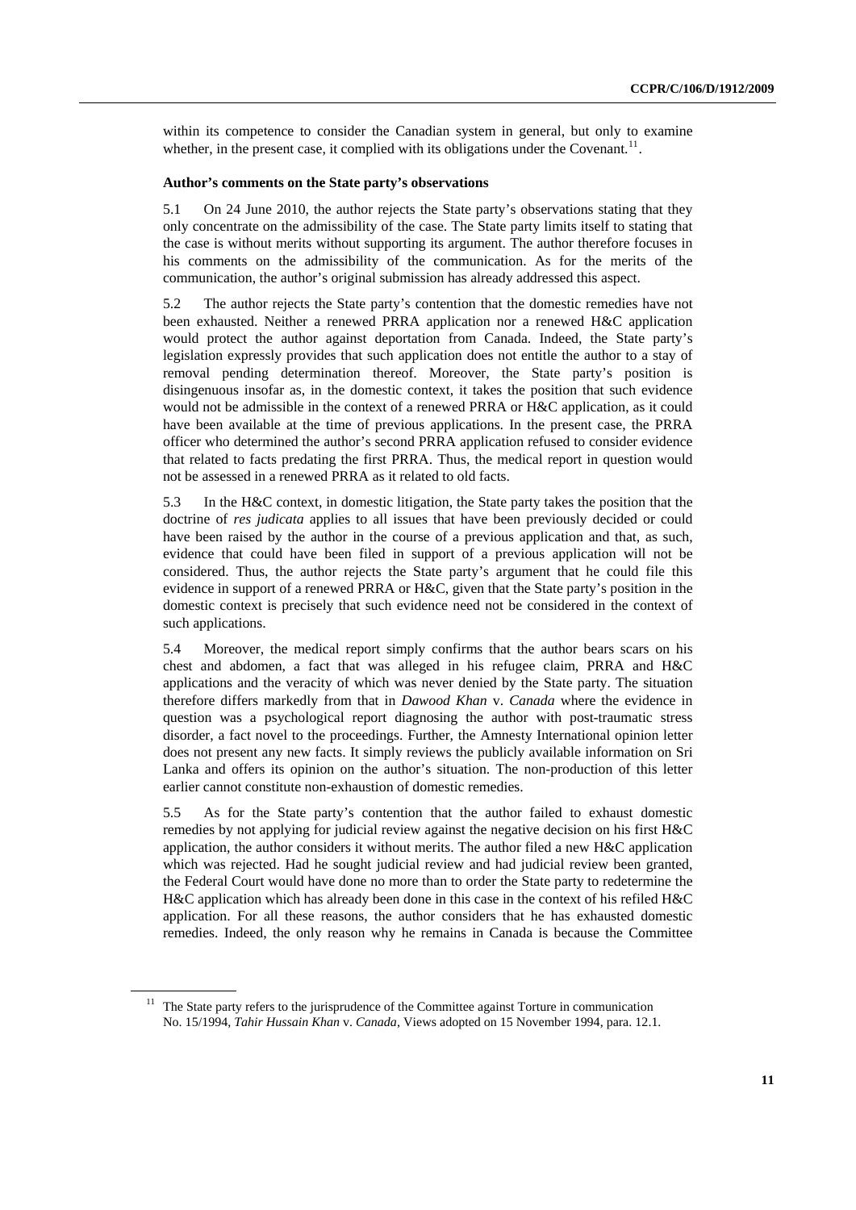within its competence to consider the Canadian system in general, but only to examine whether, in the present case, it complied with its obligations under the Covenant.[11].

**Author's comments on the State party's observations**

5.1 On 24 June 2010, the author rejects the State party's observations stating that they only concentrate on the admissibility of the case. The State party limits itself to stating that the case is without merits without supporting its argument. The author therefore focuses in his comments on the admissibility of the communication. As for the merits of the communication, the author's original submission has already addressed this aspect.

5.2 The author rejects the State party's contention that the domestic remedies have not been exhausted. Neither a renewed PRRA application nor a renewed H&C application would protect the author against deportation from Canada. Indeed, the State party's legislation expressly provides that such application does not entitle the author to a stay of removal pending determination thereof. Moreover, the State party's position is disingenuous insofar as, in the domestic context, it takes the position that such evidence would not be admissible in the context of a renewed PRRA or H&C application, as it could have been available at the time of previous applications. In the present case, the PRRA officer who determined the author's second PRRA application refused to consider evidence that related to facts predating the first PRRA. Thus, the medical report in question would not be assessed in a renewed PRRA as it related to old facts.

5.3 In the H&C context, in domestic litigation, the State party takes the position that the doctrine of *res judicata* applies to all issues that have been previously decided or could have been raised by the author in the course of a previous application and that, as such, evidence that could have been filed in support of a previous application will not be considered. Thus, the author rejects the State party's argument that he could file this evidence in support of a renewed PRRA or H&C, given that the State party's position in the domestic context is precisely that such evidence need not be considered in the context of such applications.

5.4 Moreover, the medical report simply confirms that the author bears scars on his chest and abdomen, a fact that was alleged in his refugee claim, PRRA and H&C applications and the veracity of which was never denied by the State party. The situation therefore differs markedly from that in *Dawood Khan* v. *Canada* where the evidence in question was a psychological report diagnosing the author with post-traumatic stress disorder, a fact novel to the proceedings. Further, the Amnesty International opinion letter does not present any new facts. It simply reviews the publicly available information on Sri Lanka and offers its opinion on the author's situation. The non-production of this letter earlier cannot constitute non-exhaustion of domestic remedies.

5.5 As for the State party's contention that the author failed to exhaust domestic remedies by not applying for judicial review against the negative decision on his first H&C application, the author considers it without merits. The author filed a new H&C application which was rejected. Had he sought judicial review and had judicial review been granted, the Federal Court would have done no more than to order the State party to redetermine the H&C application which has already been done in this case in the context of his refiled H&C application. For all these reasons, the author considers that he has exhausted domestic remedies. Indeed, the only reason why he remains in Canada is because the Committee

---

[11] The State party refers to the jurisprudence of the Committee against Torture in communication No. 15/1994, *Tahir Hussain Khan* v. *Canada*, Views adopted on 15 November 1994, para. 12.1.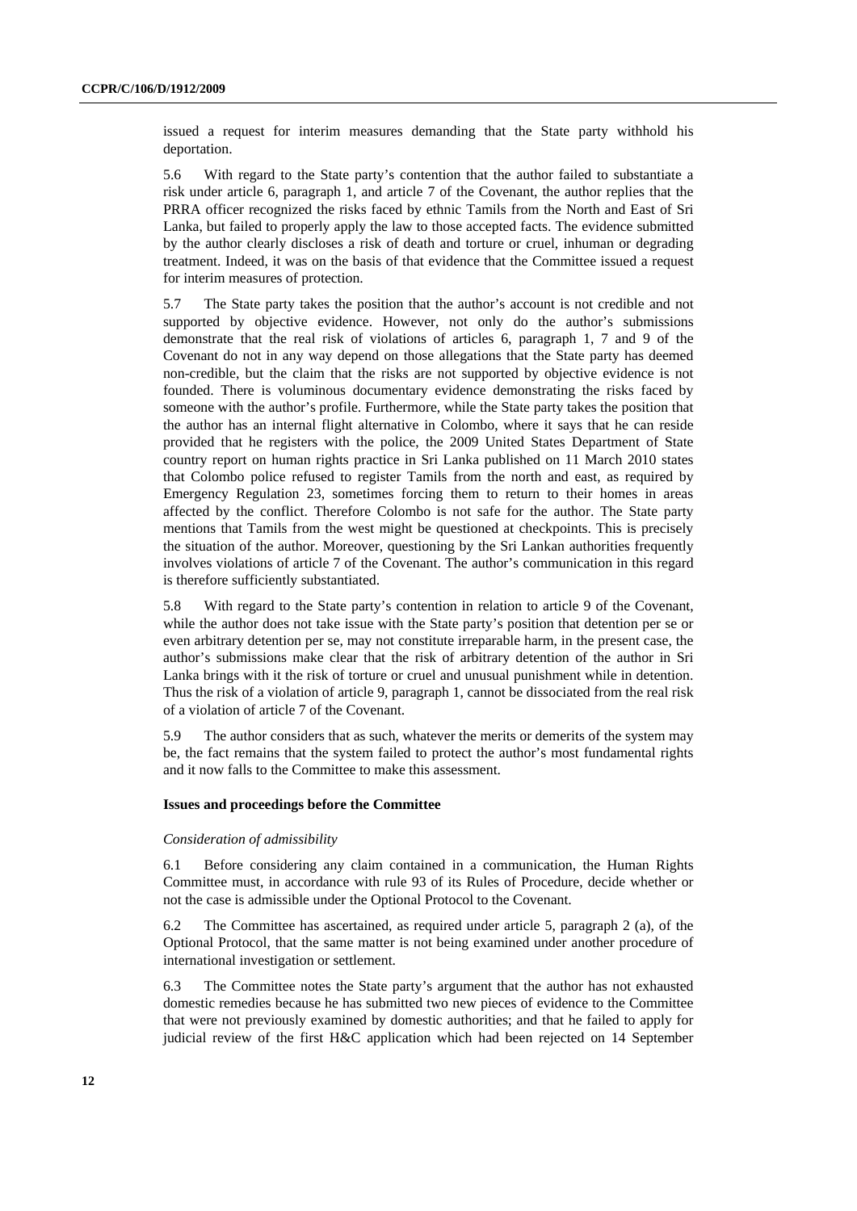issued a request for interim measures demanding that the State party withhold his deportation.

5.6 With regard to the State party's contention that the author failed to substantiate a risk under article 6, paragraph 1, and article 7 of the Covenant, the author replies that the PRRA officer recognized the risks faced by ethnic Tamils from the North and East of Sri Lanka, but failed to properly apply the law to those accepted facts. The evidence submitted by the author clearly discloses a risk of death and torture or cruel, inhuman or degrading treatment. Indeed, it was on the basis of that evidence that the Committee issued a request for interim measures of protection.

5.7 The State party takes the position that the author's account is not credible and not supported by objective evidence. However, not only do the author's submissions demonstrate that the real risk of violations of articles 6, paragraph 1, 7 and 9 of the Covenant do not in any way depend on those allegations that the State party has deemed non-credible, but the claim that the risks are not supported by objective evidence is not founded. There is voluminous documentary evidence demonstrating the risks faced by someone with the author's profile. Furthermore, while the State party takes the position that the author has an internal flight alternative in Colombo, where it says that he can reside provided that he registers with the police, the 2009 United States Department of State country report on human rights practice in Sri Lanka published on 11 March 2010 states that Colombo police refused to register Tamils from the north and east, as required by Emergency Regulation 23, sometimes forcing them to return to their homes in areas affected by the conflict. Therefore Colombo is not safe for the author. The State party mentions that Tamils from the west might be questioned at checkpoints. This is precisely the situation of the author. Moreover, questioning by the Sri Lankan authorities frequently involves violations of article 7 of the Covenant. The author's communication in this regard is therefore sufficiently substantiated.

5.8 With regard to the State party's contention in relation to article 9 of the Covenant, while the author does not take issue with the State party's position that detention per se or even arbitrary detention per se, may not constitute irreparable harm, in the present case, the author's submissions make clear that the risk of arbitrary detention of the author in Sri Lanka brings with it the risk of torture or cruel and unusual punishment while in detention. Thus the risk of a violation of article 9, paragraph 1, cannot be dissociated from the real risk of a violation of article 7 of the Covenant.

5.9 The author considers that as such, whatever the merits or demerits of the system may be, the fact remains that the system failed to protect the author's most fundamental rights and it now falls to the Committee to make this assessment.

### Issues and proceedings before the Committee

*Consideration of admissibility*

6.1 Before considering any claim contained in a communication, the Human Rights Committee must, in accordance with rule 93 of its Rules of Procedure, decide whether or not the case is admissible under the Optional Protocol to the Covenant.

6.2 The Committee has ascertained, as required under article 5, paragraph 2 (a), of the Optional Protocol, that the same matter is not being examined under another procedure of international investigation or settlement.

6.3 The Committee notes the State party's argument that the author has not exhausted domestic remedies because he has submitted two new pieces of evidence to the Committee that were not previously examined by domestic authorities; and that he failed to apply for judicial review of the first H&C application which had been rejected on 14 September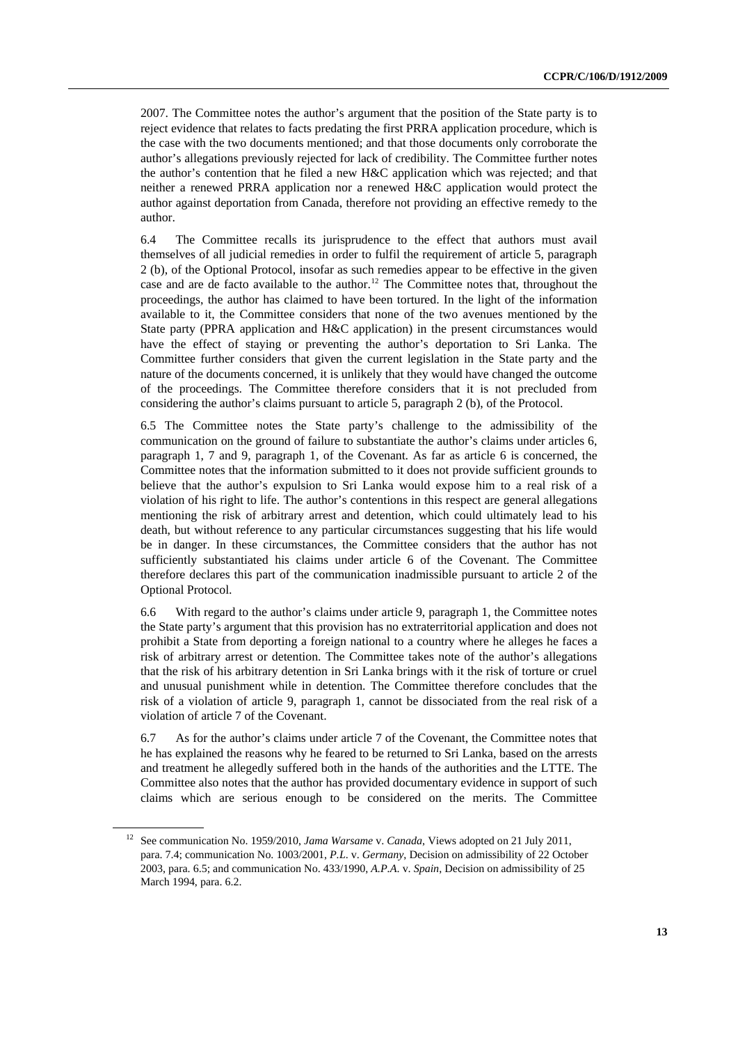2007. The Committee notes the author's argument that the position of the State party is to reject evidence that relates to facts predating the first PRRA application procedure, which is the case with the two documents mentioned; and that those documents only corroborate the author's allegations previously rejected for lack of credibility. The Committee further notes the author's contention that he filed a new H&C application which was rejected; and that neither a renewed PRRA application nor a renewed H&C application would protect the author against deportation from Canada, therefore not providing an effective remedy to the author.

6.4 The Committee recalls its jurisprudence to the effect that authors must avail themselves of all judicial remedies in order to fulfil the requirement of article 5, paragraph 2 (b), of the Optional Protocol, insofar as such remedies appear to be effective in the given case and are de facto available to the author.[12] The Committee notes that, throughout the proceedings, the author has claimed to have been tortured. In the light of the information available to it, the Committee considers that none of the two avenues mentioned by the State party (PPRA application and H&C application) in the present circumstances would have the effect of staying or preventing the author's deportation to Sri Lanka. The Committee further considers that given the current legislation in the State party and the nature of the documents concerned, it is unlikely that they would have changed the outcome of the proceedings. The Committee therefore considers that it is not precluded from considering the author's claims pursuant to article 5, paragraph 2 (b), of the Protocol.

6.5 The Committee notes the State party's challenge to the admissibility of the communication on the ground of failure to substantiate the author's claims under articles 6, paragraph 1, 7 and 9, paragraph 1, of the Covenant. As far as article 6 is concerned, the Committee notes that the information submitted to it does not provide sufficient grounds to believe that the author's expulsion to Sri Lanka would expose him to a real risk of a violation of his right to life. The author's contentions in this respect are general allegations mentioning the risk of arbitrary arrest and detention, which could ultimately lead to his death, but without reference to any particular circumstances suggesting that his life would be in danger. In these circumstances, the Committee considers that the author has not sufficiently substantiated his claims under article 6 of the Covenant. The Committee therefore declares this part of the communication inadmissible pursuant to article 2 of the Optional Protocol.

6.6 With regard to the author's claims under article 9, paragraph 1, the Committee notes the State party's argument that this provision has no extraterritorial application and does not prohibit a State from deporting a foreign national to a country where he alleges he faces a risk of arbitrary arrest or detention. The Committee takes note of the author's allegations that the risk of his arbitrary detention in Sri Lanka brings with it the risk of torture or cruel and unusual punishment while in detention. The Committee therefore concludes that the risk of a violation of article 9, paragraph 1, cannot be dissociated from the real risk of a violation of article 7 of the Covenant.

6.7 As for the author's claims under article 7 of the Covenant, the Committee notes that he has explained the reasons why he feared to be returned to Sri Lanka, based on the arrests and treatment he allegedly suffered both in the hands of the authorities and the LTTE. The Committee also notes that the author has provided documentary evidence in support of such claims which are serious enough to be considered on the merits. The Committee

[12] See communication No. 1959/2010, *Jama Warsame* v. *Canada*, Views adopted on 21 July 2011, para. 7.4; communication No. 1003/2001, *P.L.* v. *Germany*, Decision on admissibility of 22 October 2003, para. 6.5; and communication No. 433/1990, *A.P.A.* v. *Spain*, Decision on admissibility of 25 March 1994, para. 6.2.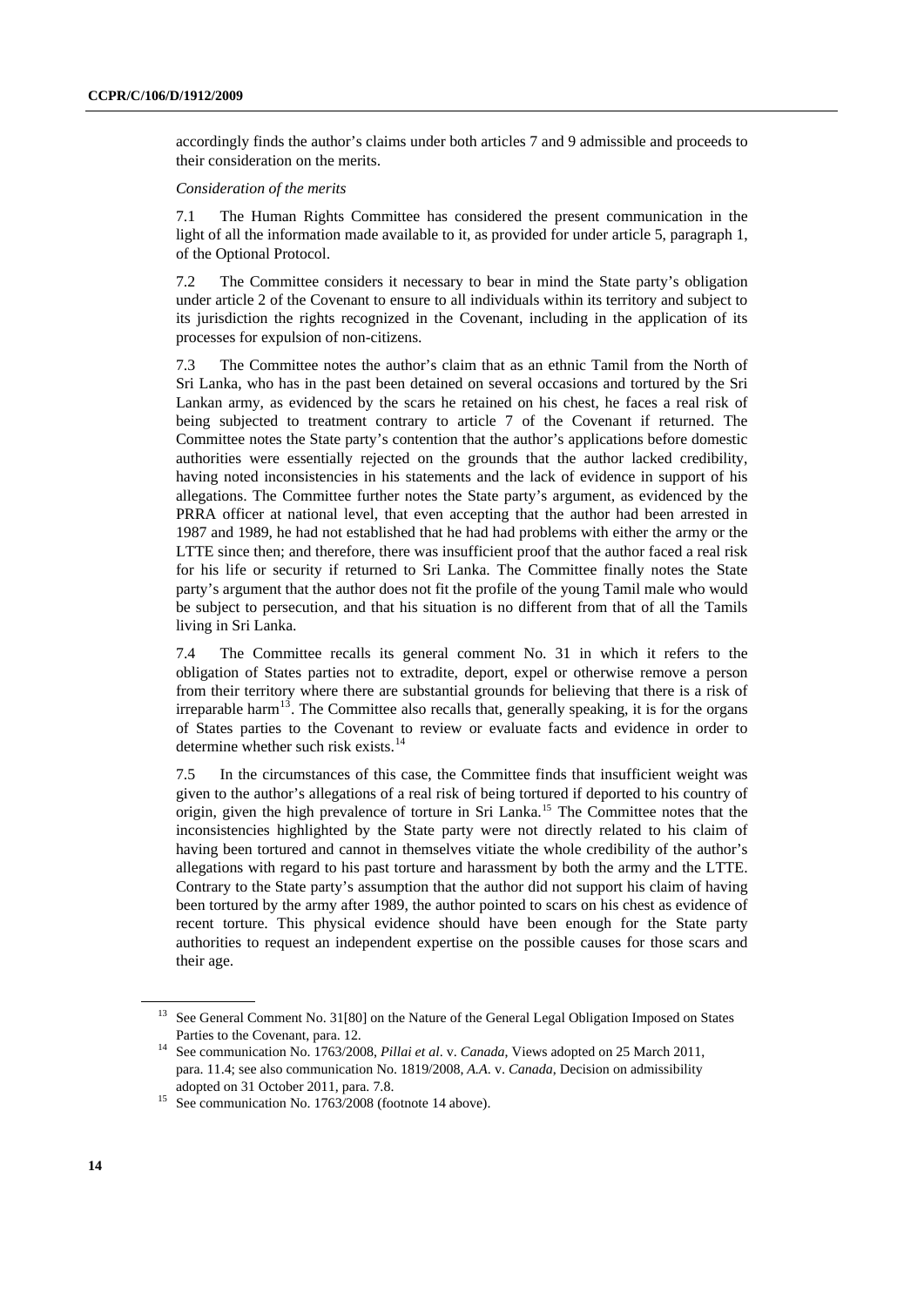accordingly finds the author's claims under both articles 7 and 9 admissible and proceeds to their consideration on the merits.

*Consideration of the merits*

7.1 The Human Rights Committee has considered the present communication in the light of all the information made available to it, as provided for under article 5, paragraph 1, of the Optional Protocol.

7.2 The Committee considers it necessary to bear in mind the State party's obligation under article 2 of the Covenant to ensure to all individuals within its territory and subject to its jurisdiction the rights recognized in the Covenant, including in the application of its processes for expulsion of non-citizens.

7.3 The Committee notes the author's claim that as an ethnic Tamil from the North of Sri Lanka, who has in the past been detained on several occasions and tortured by the Sri Lankan army, as evidenced by the scars he retained on his chest, he faces a real risk of being subjected to treatment contrary to article 7 of the Covenant if returned. The Committee notes the State party's contention that the author's applications before domestic authorities were essentially rejected on the grounds that the author lacked credibility, having noted inconsistencies in his statements and the lack of evidence in support of his allegations. The Committee further notes the State party's argument, as evidenced by the PRRA officer at national level, that even accepting that the author had been arrested in 1987 and 1989, he had not established that he had had problems with either the army or the LTTE since then; and therefore, there was insufficient proof that the author faced a real risk for his life or security if returned to Sri Lanka. The Committee finally notes the State party's argument that the author does not fit the profile of the young Tamil male who would be subject to persecution, and that his situation is no different from that of all the Tamils living in Sri Lanka.

7.4 The Committee recalls its general comment No. 31 in which it refers to the obligation of States parties not to extradite, deport, expel or otherwise remove a person from their territory where there are substantial grounds for believing that there is a risk of irreparable harm[13]. The Committee also recalls that, generally speaking, it is for the organs of States parties to the Covenant to review or evaluate facts and evidence in order to determine whether such risk exists.[14]

7.5 In the circumstances of this case, the Committee finds that insufficient weight was given to the author's allegations of a real risk of being tortured if deported to his country of origin, given the high prevalence of torture in Sri Lanka.[15] The Committee notes that the inconsistencies highlighted by the State party were not directly related to his claim of having been tortured and cannot in themselves vitiate the whole credibility of the author's allegations with regard to his past torture and harassment by both the army and the LTTE. Contrary to the State party's assumption that the author did not support his claim of having been tortured by the army after 1989, the author pointed to scars on his chest as evidence of recent torture. This physical evidence should have been enough for the State party authorities to request an independent expertise on the possible causes for those scars and their age.

---

[13] See General Comment No. 31[80] on the Nature of the General Legal Obligation Imposed on States Parties to the Covenant, para. 12.

[14] See communication No. 1763/2008, *Pillai et al*. v. *Canada*, Views adopted on 25 March 2011, para. 11.4; see also communication No. 1819/2008, *A.A*. v. *Canada*, Decision on admissibility adopted on 31 October 2011, para. 7.8.

[15] See communication No. 1763/2008 (footnote 14 above).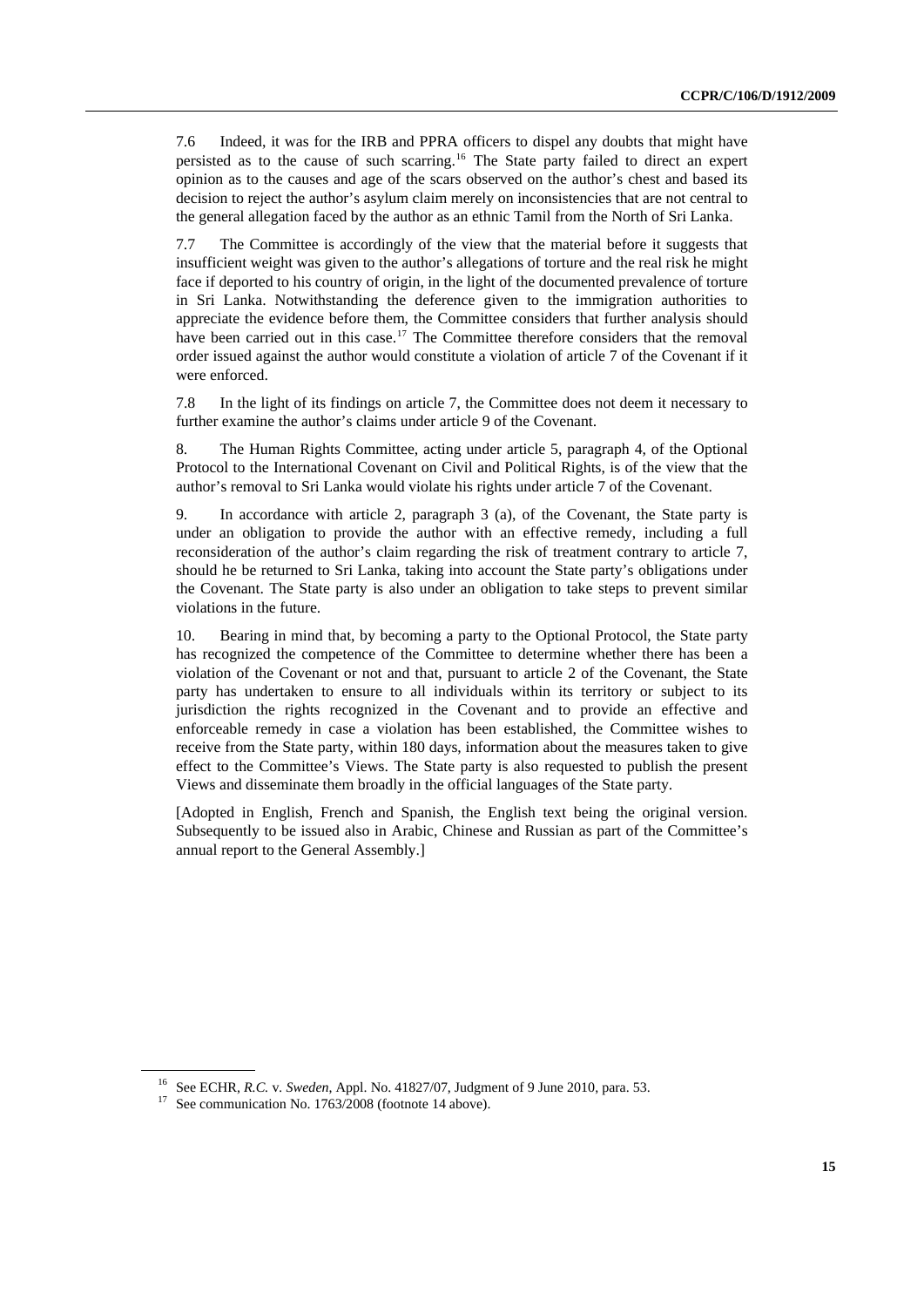7.6 Indeed, it was for the IRB and PPRA officers to dispel any doubts that might have persisted as to the cause of such scarring.[16] The State party failed to direct an expert opinion as to the causes and age of the scars observed on the author's chest and based its decision to reject the author's asylum claim merely on inconsistencies that are not central to the general allegation faced by the author as an ethnic Tamil from the North of Sri Lanka.

7.7 The Committee is accordingly of the view that the material before it suggests that insufficient weight was given to the author's allegations of torture and the real risk he might face if deported to his country of origin, in the light of the documented prevalence of torture in Sri Lanka. Notwithstanding the deference given to the immigration authorities to appreciate the evidence before them, the Committee considers that further analysis should have been carried out in this case.[17] The Committee therefore considers that the removal order issued against the author would constitute a violation of article 7 of the Covenant if it were enforced.

7.8 In the light of its findings on article 7, the Committee does not deem it necessary to further examine the author's claims under article 9 of the Covenant.

8. The Human Rights Committee, acting under article 5, paragraph 4, of the Optional Protocol to the International Covenant on Civil and Political Rights, is of the view that the author's removal to Sri Lanka would violate his rights under article 7 of the Covenant.

9. In accordance with article 2, paragraph 3 (a), of the Covenant, the State party is under an obligation to provide the author with an effective remedy, including a full reconsideration of the author's claim regarding the risk of treatment contrary to article 7, should he be returned to Sri Lanka, taking into account the State party's obligations under the Covenant. The State party is also under an obligation to take steps to prevent similar violations in the future.

10. Bearing in mind that, by becoming a party to the Optional Protocol, the State party has recognized the competence of the Committee to determine whether there has been a violation of the Covenant or not and that, pursuant to article 2 of the Covenant, the State party has undertaken to ensure to all individuals within its territory or subject to its jurisdiction the rights recognized in the Covenant and to provide an effective and enforceable remedy in case a violation has been established, the Committee wishes to receive from the State party, within 180 days, information about the measures taken to give effect to the Committee's Views. The State party is also requested to publish the present Views and disseminate them broadly in the official languages of the State party.

[Adopted in English, French and Spanish, the English text being the original version. Subsequently to be issued also in Arabic, Chinese and Russian as part of the Committee's annual report to the General Assembly.]

---

[16] See ECHR, *R.C.* v. *Sweden*, Appl. No. 41827/07, Judgment of 9 June 2010, para. 53.

[17] See communication No. 1763/2008 (footnote 14 above).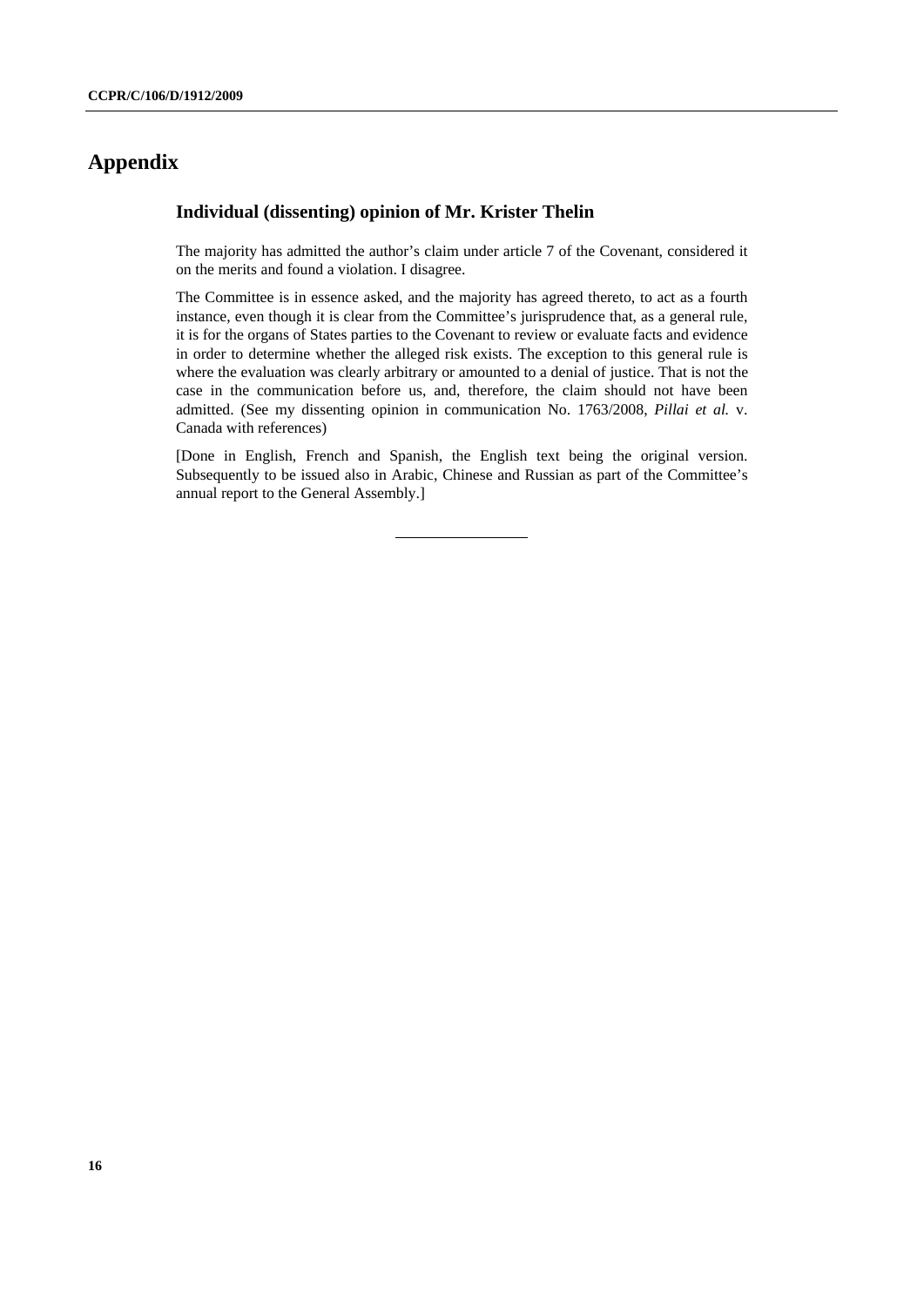# Appendix

## Individual (dissenting) opinion of Mr. Krister Thelin

The majority has admitted the author's claim under article 7 of the Covenant, considered it on the merits and found a violation. I disagree.

The Committee is in essence asked, and the majority has agreed thereto, to act as a fourth instance, even though it is clear from the Committee's jurisprudence that, as a general rule, it is for the organs of States parties to the Covenant to review or evaluate facts and evidence in order to determine whether the alleged risk exists. The exception to this general rule is where the evaluation was clearly arbitrary or amounted to a denial of justice. That is not the case in the communication before us, and, therefore, the claim should not have been admitted. (See my dissenting opinion in communication No. 1763/2008, *Pillai et al.* v. Canada with references)

[Done in English, French and Spanish, the English text being the original version. Subsequently to be issued also in Arabic, Chinese and Russian as part of the Committee's annual report to the General Assembly.]